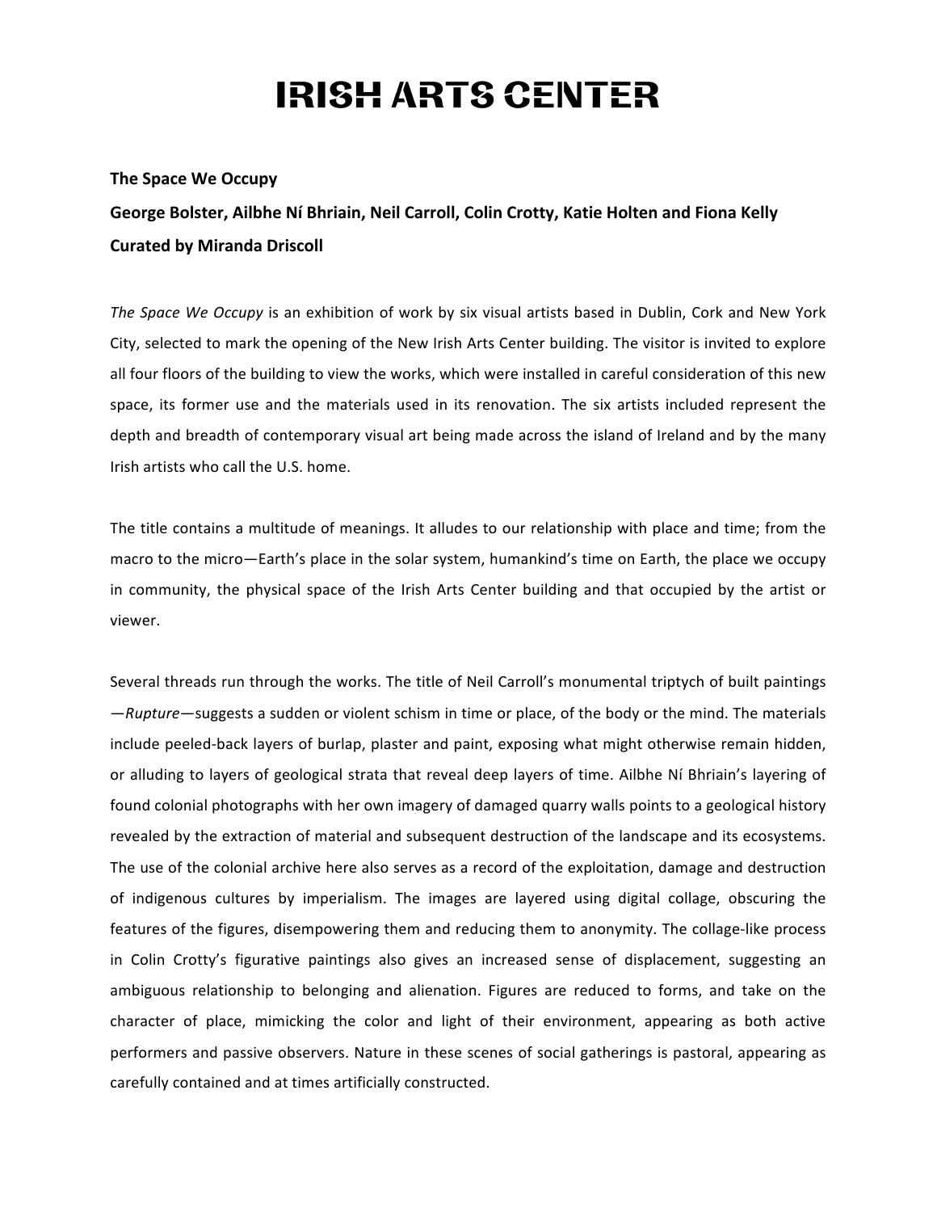# IRISH ARTS CENTER

**The Space We Occupy**

**George Bolster, Ailbhe Ní Bhriain, Neil Carroll, Colin Crotty, Katie Holten and Fiona Kelly**

**Curated by Miranda Driscoll**

*The Space We Occupy* is an exhibition of work by six visual artists based in Dublin, Cork and New York City, selected to mark the opening of the New Irish Arts Center building. The visitor is invited to explore all four floors of the building to view the works, which were installed in careful consideration of this new space, its former use and the materials used in its renovation. The six artists included represent the depth and breadth of contemporary visual art being made across the island of Ireland and by the many Irish artists who call the U.S. home.

The title contains a multitude of meanings. It alludes to our relationship with place and time; from the macro to the micro—Earth's place in the solar system, humankind's time on Earth, the place we occupy in community, the physical space of the Irish Arts Center building and that occupied by the artist or viewer.

Several threads run through the works. The title of Neil Carroll's monumental triptych of built paintings —*Rupture*—suggests a sudden or violent schism in time or place, of the body or the mind. The materials include peeled-back layers of burlap, plaster and paint, exposing what might otherwise remain hidden, or alluding to layers of geological strata that reveal deep layers of time. Ailbhe Ní Bhriain's layering of found colonial photographs with her own imagery of damaged quarry walls points to a geological history revealed by the extraction of material and subsequent destruction of the landscape and its ecosystems. The use of the colonial archive here also serves as a record of the exploitation, damage and destruction of indigenous cultures by imperialism. The images are layered using digital collage, obscuring the features of the figures, disempowering them and reducing them to anonymity. The collage-like process in Colin Crotty's figurative paintings also gives an increased sense of displacement, suggesting an ambiguous relationship to belonging and alienation. Figures are reduced to forms, and take on the character of place, mimicking the color and light of their environment, appearing as both active performers and passive observers. Nature in these scenes of social gatherings is pastoral, appearing as carefully contained and at times artificially constructed.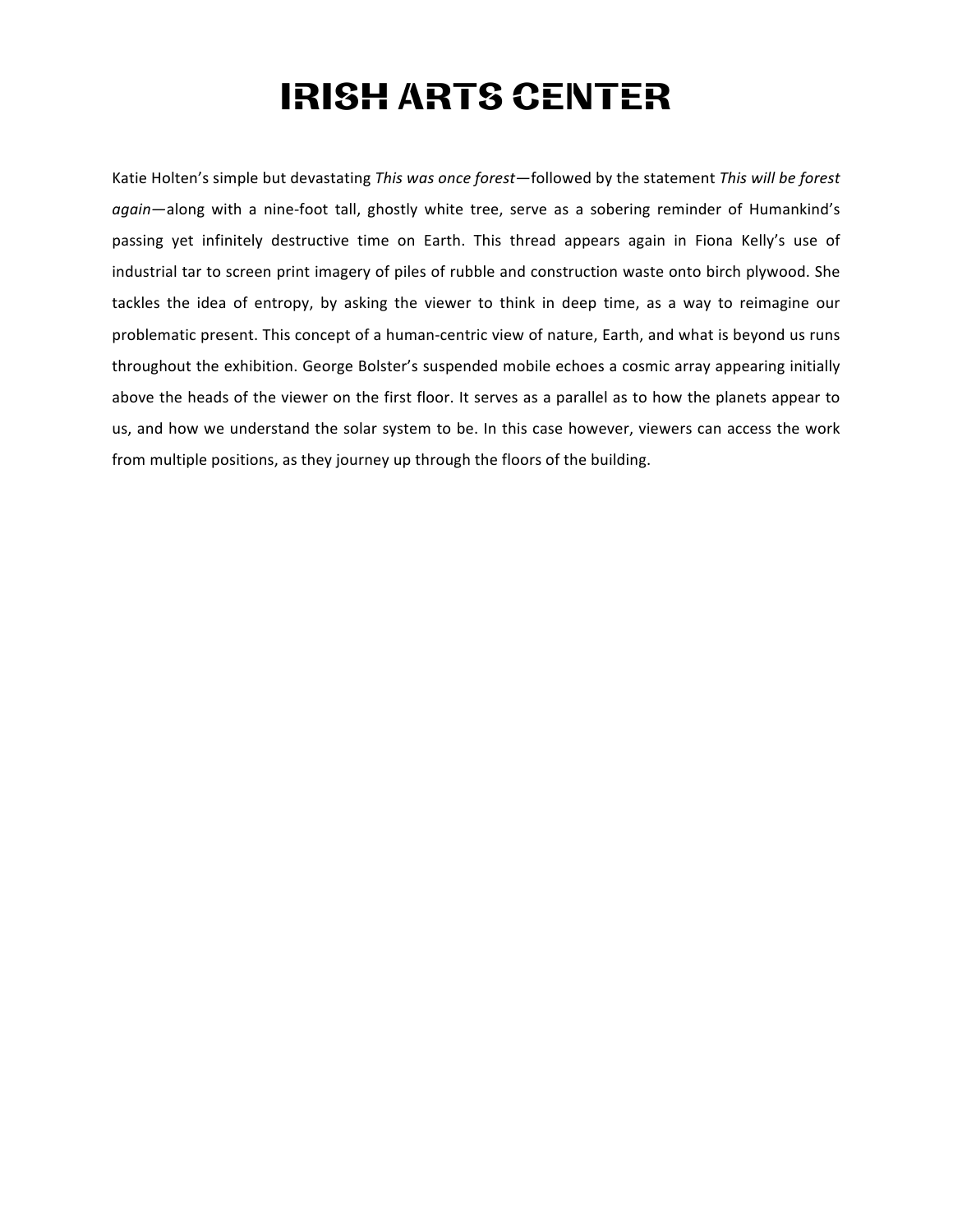Katie Holten's simple but devastating *This was once forest*—followed by the statement *This will be forest again*—along with a nine-foot tall, ghostly white tree, serve as a sobering reminder of Humankind's passing yet infinitely destructive time on Earth. This thread appears again in Fiona Kelly's use of industrial tar to screen print imagery of piles of rubble and construction waste onto birch plywood. She tackles the idea of entropy, by asking the viewer to think in deep time, as a way to reimagine our problematic present. This concept of a human-centric view of nature, Earth, and what is beyond us runs throughout the exhibition. George Bolster's suspended mobile echoes a cosmic array appearing initially above the heads of the viewer on the first floor. It serves as a parallel as to how the planets appear to us, and how we understand the solar system to be. In this case however, viewers can access the work from multiple positions, as they journey up through the floors of the building.